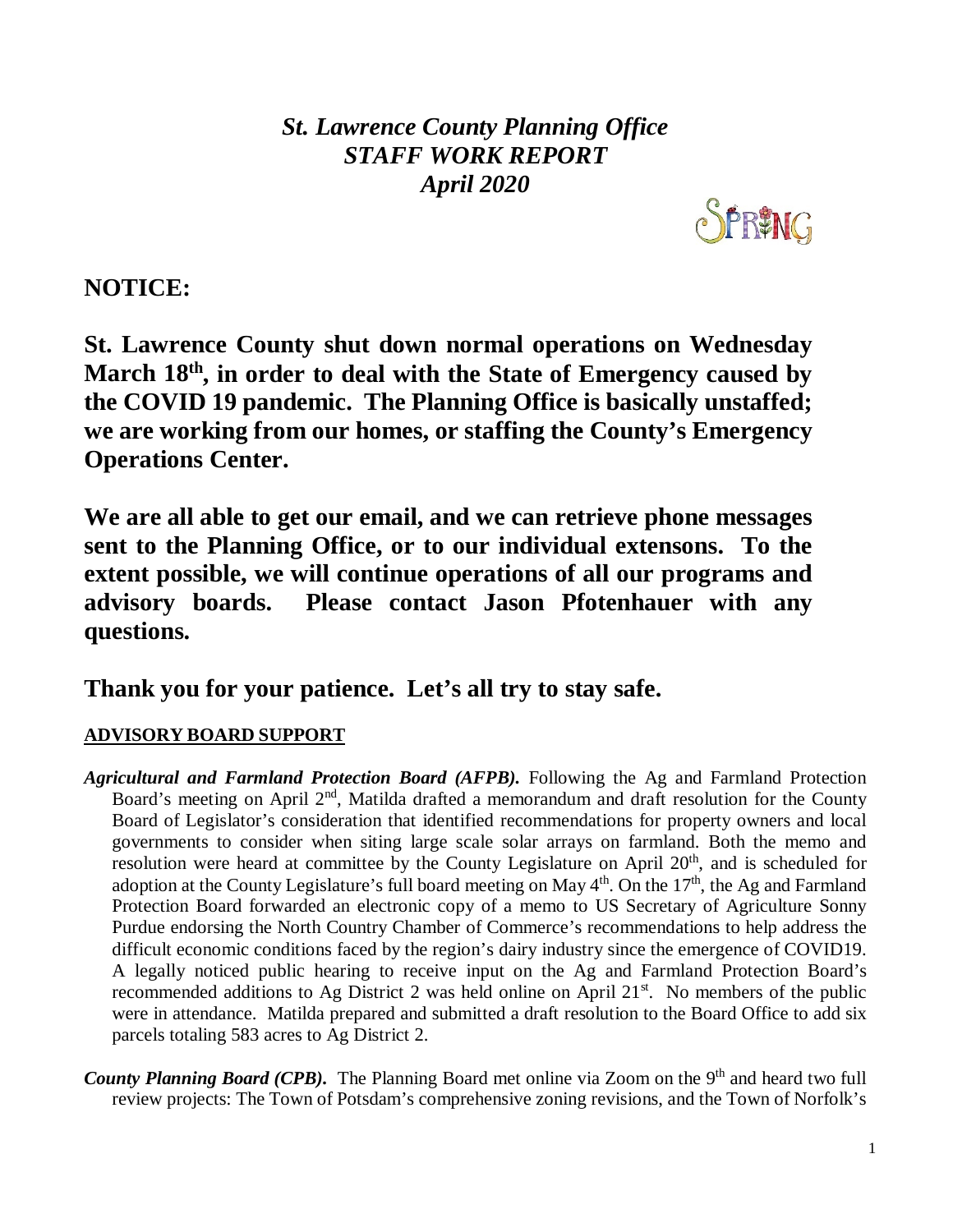# *St. Lawrence County Planning Office*
# *STAFF WORK REPORT*
# *April 2020*

SPRING

## NOTICE:

**St. Lawrence County shut down normal operations on Wednesday March 18th, in order to deal with the State of Emergency caused by the COVID 19 pandemic. The Planning Office is basically unstaffed; we are working from our homes, or staffing the County's Emergency Operations Center.**

**We are all able to get our email, and we can retrieve phone messages sent to the Planning Office, or to our individual extensons. To the extent possible, we will continue operations of all our programs and advisory boards. Please contact Jason Pfotenhauer with any questions.**

**Thank you for your patience. Let's all try to stay safe.**

### ADVISORY BOARD SUPPORT

***Agricultural and Farmland Protection Board (AFPB).*** Following the Ag and Farmland Protection Board's meeting on April 2nd, Matilda drafted a memorandum and draft resolution for the County Board of Legislator's consideration that identified recommendations for property owners and local governments to consider when siting large scale solar arrays on farmland. Both the memo and resolution were heard at committee by the County Legislature on April 20th, and is scheduled for adoption at the County Legislature's full board meeting on May 4th. On the 17th, the Ag and Farmland Protection Board forwarded an electronic copy of a memo to US Secretary of Agriculture Sonny Purdue endorsing the North Country Chamber of Commerce's recommendations to help address the difficult economic conditions faced by the region's dairy industry since the emergence of COVID19. A legally noticed public hearing to receive input on the Ag and Farmland Protection Board's recommended additions to Ag District 2 was held online on April 21st. No members of the public were in attendance. Matilda prepared and submitted a draft resolution to the Board Office to add six parcels totaling 583 acres to Ag District 2.

***County Planning Board (CPB).*** The Planning Board met online via Zoom on the 9th and heard two full review projects: The Town of Potsdam's comprehensive zoning revisions, and the Town of Norfolk's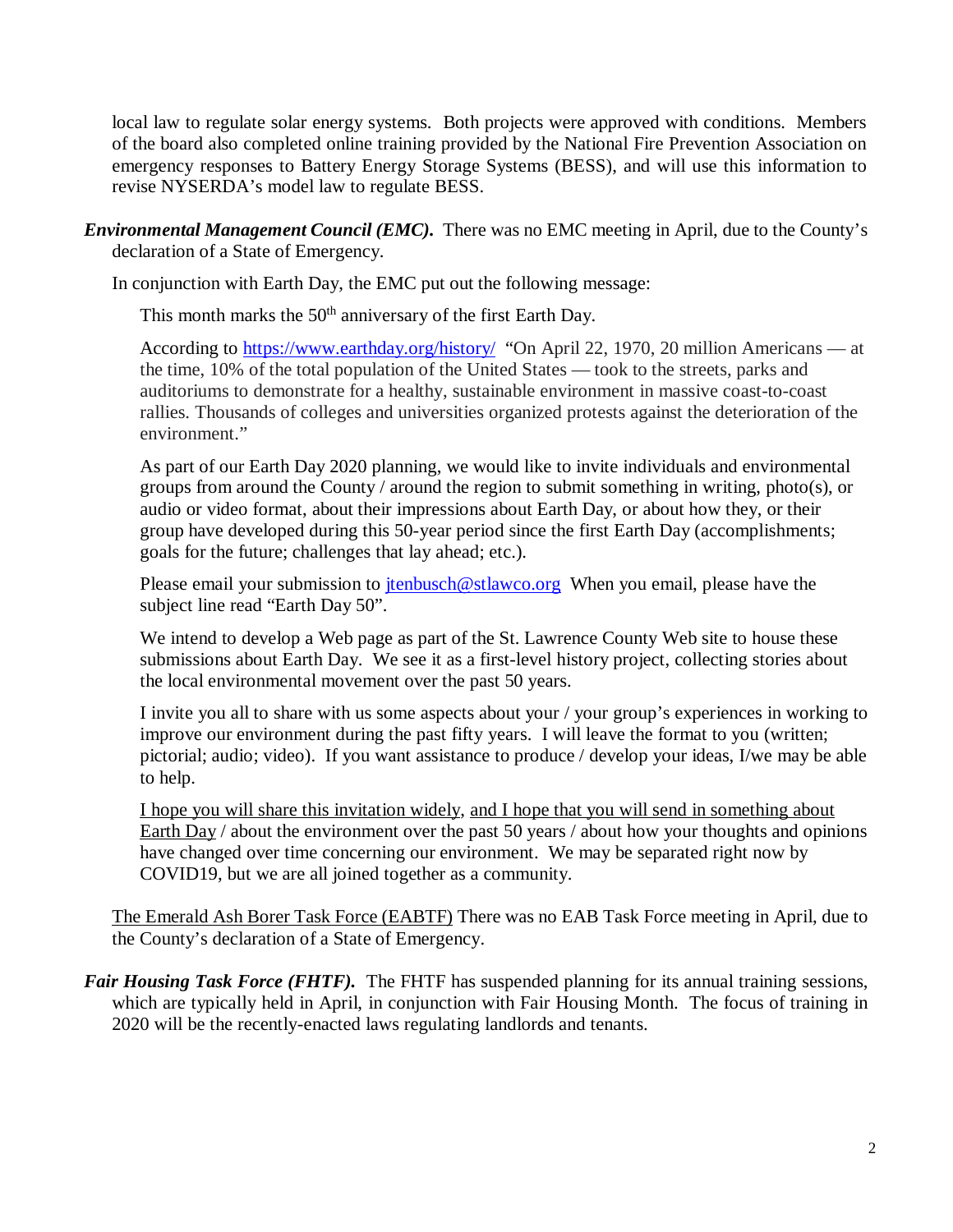local law to regulate solar energy systems. Both projects were approved with conditions. Members of the board also completed online training provided by the National Fire Prevention Association on emergency responses to Battery Energy Storage Systems (BESS), and will use this information to revise NYSERDA's model law to regulate BESS.

***Environmental Management Council (EMC).*** There was no EMC meeting in April, due to the County's declaration of a State of Emergency.

In conjunction with Earth Day, the EMC put out the following message:

> This month marks the 50th anniversary of the first Earth Day.
>
> According to [https://www.earthday.org/history/](https://www.earthday.org/history/) "On April 22, 1970, 20 million Americans — at the time, 10% of the total population of the United States — took to the streets, parks and auditoriums to demonstrate for a healthy, sustainable environment in massive coast-to-coast rallies. Thousands of colleges and universities organized protests against the deterioration of the environment."
>
> As part of our Earth Day 2020 planning, we would like to invite individuals and environmental groups from around the County / around the region to submit something in writing, photo(s), or audio or video format, about their impressions about Earth Day, or about how they, or their group have developed during this 50-year period since the first Earth Day (accomplishments; goals for the future; challenges that lay ahead; etc.).
>
> Please email your submission to [jtenbusch@stlawco.org](mailto:jtenbusch@stlawco.org) When you email, please have the subject line read "Earth Day 50".
>
> We intend to develop a Web page as part of the St. Lawrence County Web site to house these submissions about Earth Day. We see it as a first-level history project, collecting stories about the local environmental movement over the past 50 years.
>
> I invite you all to share with us some aspects about your / your group's experiences in working to improve our environment during the past fifty years. I will leave the format to you (written; pictorial; audio; video). If you want assistance to produce / develop your ideas, I/we may be able to help.
>
> <u>I hope you will share this invitation widely</u>, <u>and I hope that you will send in something about Earth Day</u> / about the environment over the past 50 years / about how your thoughts and opinions have changed over time concerning our environment. We may be separated right now by COVID19, but we are all joined together as a community.

<u>The Emerald Ash Borer Task Force (EABTF)</u> There was no EAB Task Force meeting in April, due to the County's declaration of a State of Emergency.

***Fair Housing Task Force (FHTF).*** The FHTF has suspended planning for its annual training sessions, which are typically held in April, in conjunction with Fair Housing Month. The focus of training in 2020 will be the recently-enacted laws regulating landlords and tenants.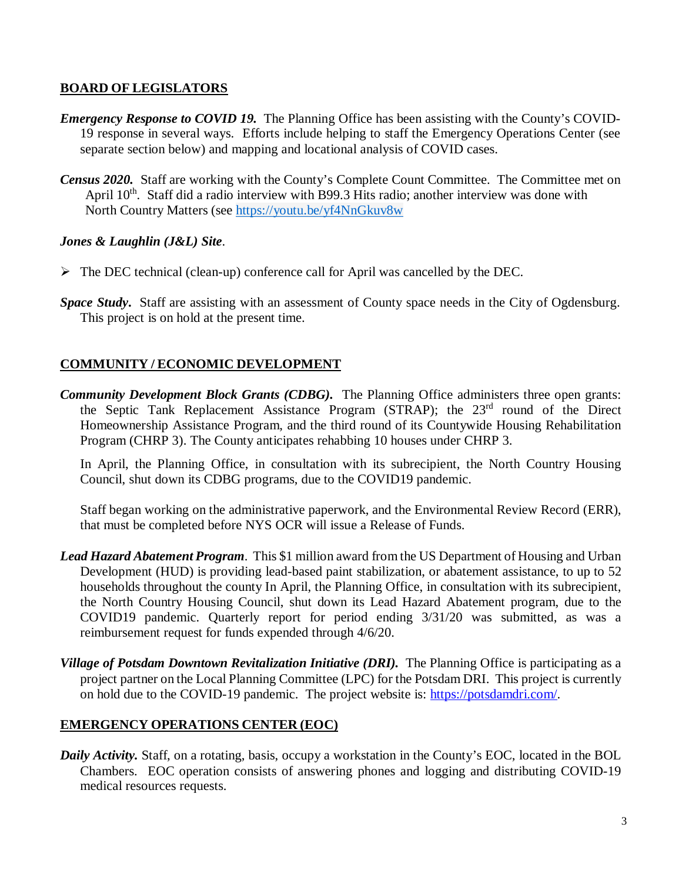## BOARD OF LEGISLATORS

***Emergency Response to COVID 19.*** The Planning Office has been assisting with the County's COVID-19 response in several ways. Efforts include helping to staff the Emergency Operations Center (see separate section below) and mapping and locational analysis of COVID cases.

***Census 2020.*** Staff are working with the County's Complete Count Committee. The Committee met on April 10th. Staff did a radio interview with B99.3 Hits radio; another interview was done with North Country Matters (see https://youtu.be/yf4NnGkuv8w

***Jones & Laughlin (J&L) Site***.

- The DEC technical (clean-up) conference call for April was cancelled by the DEC.

***Space Study***. Staff are assisting with an assessment of County space needs in the City of Ogdensburg. This project is on hold at the present time.

## COMMUNITY / ECONOMIC DEVELOPMENT

***Community Development Block Grants (CDBG).*** The Planning Office administers three open grants: the Septic Tank Replacement Assistance Program (STRAP); the 23rd round of the Direct Homeownership Assistance Program, and the third round of its Countywide Housing Rehabilitation Program (CHRP 3). The County anticipates rehabbing 10 houses under CHRP 3.

In April, the Planning Office, in consultation with its subrecipient, the North Country Housing Council, shut down its CDBG programs, due to the COVID19 pandemic.

Staff began working on the administrative paperwork, and the Environmental Review Record (ERR), that must be completed before NYS OCR will issue a Release of Funds.

***Lead Hazard Abatement Program***. This $1 million award from the US Department of Housing and Urban Development (HUD) is providing lead-based paint stabilization, or abatement assistance, to up to 52 households throughout the county In April, the Planning Office, in consultation with its subrecipient, the North Country Housing Council, shut down its Lead Hazard Abatement program, due to the COVID19 pandemic. Quarterly report for period ending 3/31/20 was submitted, as was a reimbursement request for funds expended through 4/6/20.

***Village of Potsdam Downtown Revitalization Initiative (DRI).*** The Planning Office is participating as a project partner on the Local Planning Committee (LPC) for the Potsdam DRI. This project is currently on hold due to the COVID-19 pandemic. The project website is: https://potsdamdri.com/.

## EMERGENCY OPERATIONS CENTER (EOC)

***Daily Activity.*** Staff, on a rotating, basis, occupy a workstation in the County's EOC, located in the BOL Chambers. EOC operation consists of answering phones and logging and distributing COVID-19 medical resources requests.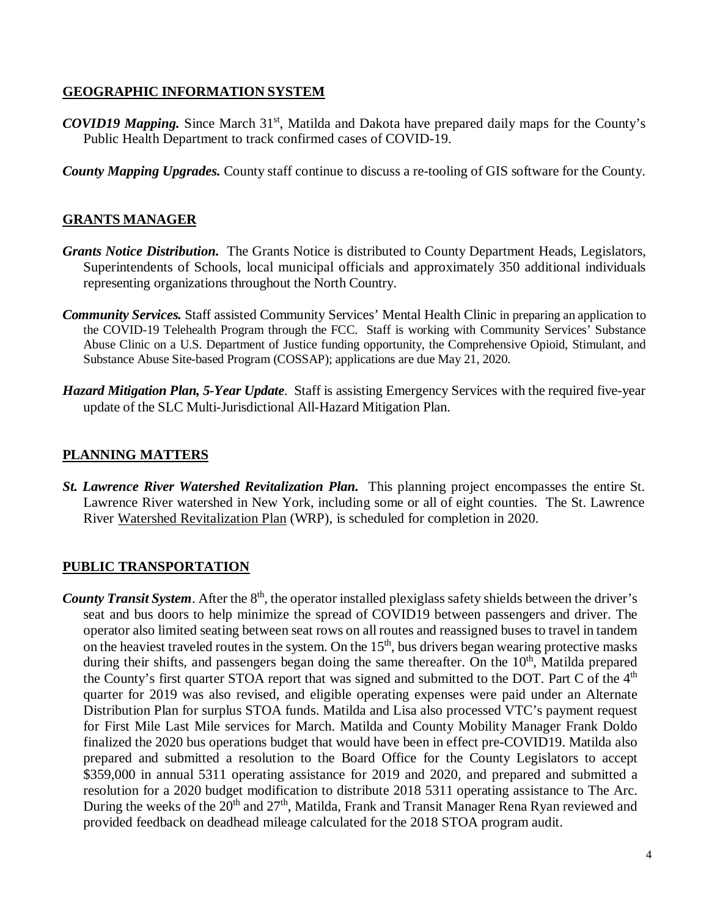## GEOGRAPHIC INFORMATION SYSTEM

***COVID19 Mapping.*** Since March 31st, Matilda and Dakota have prepared daily maps for the County's Public Health Department to track confirmed cases of COVID-19.

***County Mapping Upgrades.*** County staff continue to discuss a re-tooling of GIS software for the County.

## GRANTS MANAGER

***Grants Notice Distribution.*** The Grants Notice is distributed to County Department Heads, Legislators, Superintendents of Schools, local municipal officials and approximately 350 additional individuals representing organizations throughout the North Country.

***Community Services.*** Staff assisted Community Services' Mental Health Clinic in preparing an application to the COVID-19 Telehealth Program through the FCC. Staff is working with Community Services' Substance Abuse Clinic on a U.S. Department of Justice funding opportunity, the Comprehensive Opioid, Stimulant, and Substance Abuse Site-based Program (COSSAP); applications are due May 21, 2020.

***Hazard Mitigation Plan, 5-Year Update***. Staff is assisting Emergency Services with the required five-year update of the SLC Multi-Jurisdictional All-Hazard Mitigation Plan.

## PLANNING MATTERS

***St. Lawrence River Watershed Revitalization Plan.*** This planning project encompasses the entire St. Lawrence River watershed in New York, including some or all of eight counties. The St. Lawrence River Watershed Revitalization Plan (WRP), is scheduled for completion in 2020.

## PUBLIC TRANSPORTATION

***County Transit System***. After the 8th, the operator installed plexiglass safety shields between the driver's seat and bus doors to help minimize the spread of COVID19 between passengers and driver. The operator also limited seating between seat rows on all routes and reassigned buses to travel in tandem on the heaviest traveled routes in the system. On the 15th, bus drivers began wearing protective masks during their shifts, and passengers began doing the same thereafter. On the 10th, Matilda prepared the County's first quarter STOA report that was signed and submitted to the DOT. Part C of the 4th quarter for 2019 was also revised, and eligible operating expenses were paid under an Alternate Distribution Plan for surplus STOA funds. Matilda and Lisa also processed VTC's payment request for First Mile Last Mile services for March. Matilda and County Mobility Manager Frank Doldo finalized the 2020 bus operations budget that would have been in effect pre-COVID19. Matilda also prepared and submitted a resolution to the Board Office for the County Legislators to accept $359,000 in annual 5311 operating assistance for 2019 and 2020, and prepared and submitted a resolution for a 2020 budget modification to distribute 2018 5311 operating assistance to The Arc. During the weeks of the 20th and 27th, Matilda, Frank and Transit Manager Rena Ryan reviewed and provided feedback on deadhead mileage calculated for the 2018 STOA program audit.